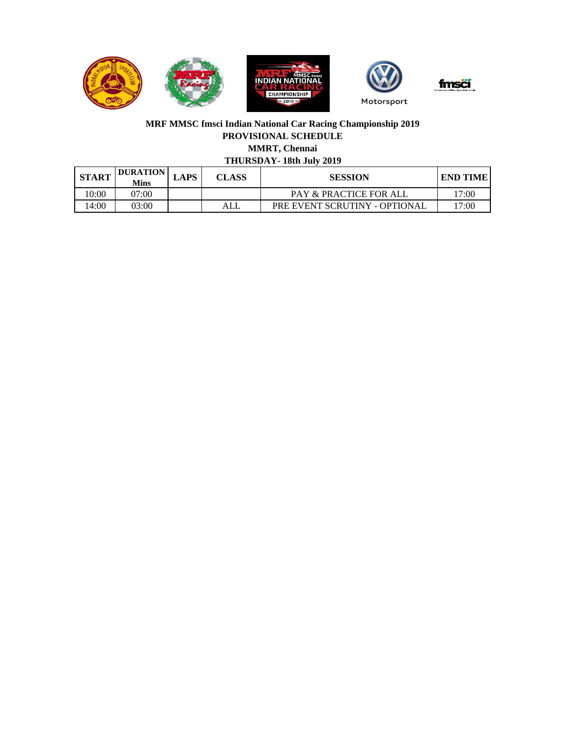**MRF MMSC fmsci Indian National Car Racing Championship 2019**

**PROVISIONAL SCHEDULE**

**MMRT, Chennai**

**THURSDAY- 18th July 2019**

| START | DURATION Mins | LAPS | CLASS | SESSION | END TIME |
|---|---|---|---|---|---|
| 10:00 | 07:00 | | | PAY & PRACTICE FOR ALL | 17:00 |
| 14:00 | 03:00 | | ALL | PRE EVENT SCRUTINY - OPTIONAL | 17:00 |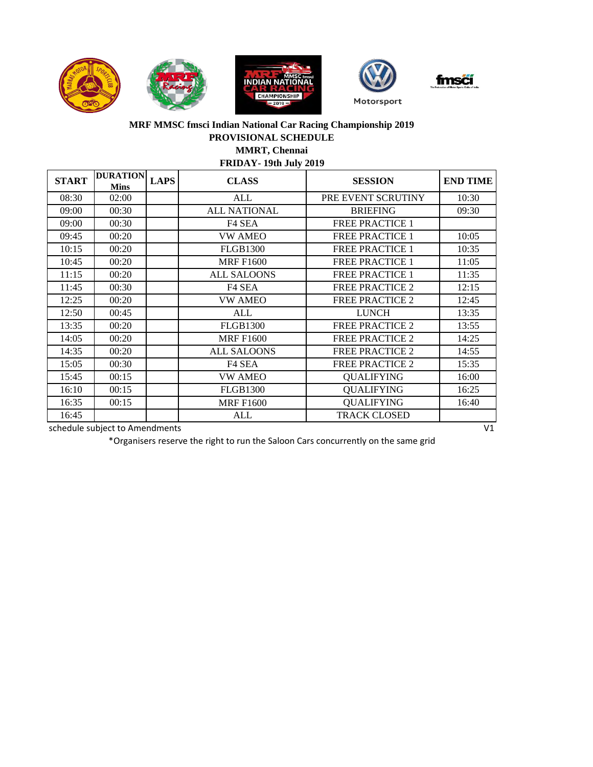**MRF MMSC fmsci Indian National Car Racing Championship 2019**

**PROVISIONAL SCHEDULE**

**MMRT, Chennai**

**FRIDAY- 19th July 2019**

| START | DURATION Mins | LAPS | CLASS | SESSION | END TIME |
|---|---|---|---|---|---|
| 08:30 | 02:00 | | ALL | PRE EVENT SCRUTINY | 10:30 |
| 09:00 | 00:30 | | ALL NATIONAL | BRIEFING | 09:30 |
| 09:00 | 00:30 | | F4 SEA | FREE PRACTICE 1 | |
| 09:45 | 00:20 | | VW AMEO | FREE PRACTICE 1 | 10:05 |
| 10:15 | 00:20 | | FLGB1300 | FREE PRACTICE 1 | 10:35 |
| 10:45 | 00:20 | | MRF F1600 | FREE PRACTICE 1 | 11:05 |
| 11:15 | 00:20 | | ALL SALOONS | FREE PRACTICE 1 | 11:35 |
| 11:45 | 00:30 | | F4 SEA | FREE PRACTICE 2 | 12:15 |
| 12:25 | 00:20 | | VW AMEO | FREE PRACTICE 2 | 12:45 |
| 12:50 | 00:45 | | ALL | LUNCH | 13:35 |
| 13:35 | 00:20 | | FLGB1300 | FREE PRACTICE 2 | 13:55 |
| 14:05 | 00:20 | | MRF F1600 | FREE PRACTICE 2 | 14:25 |
| 14:35 | 00:20 | | ALL SALOONS | FREE PRACTICE 2 | 14:55 |
| 15:05 | 00:30 | | F4 SEA | FREE PRACTICE 2 | 15:35 |
| 15:45 | 00:15 | | VW AMEO | QUALIFYING | 16:00 |
| 16:10 | 00:15 | | FLGB1300 | QUALIFYING | 16:25 |
| 16:35 | 00:15 | | MRF F1600 | QUALIFYING | 16:40 |
| 16:45 | | | ALL | TRACK CLOSED | |

schedule subject to Amendments V1

*Organisers reserve the right to run the Saloon Cars concurrently on the same grid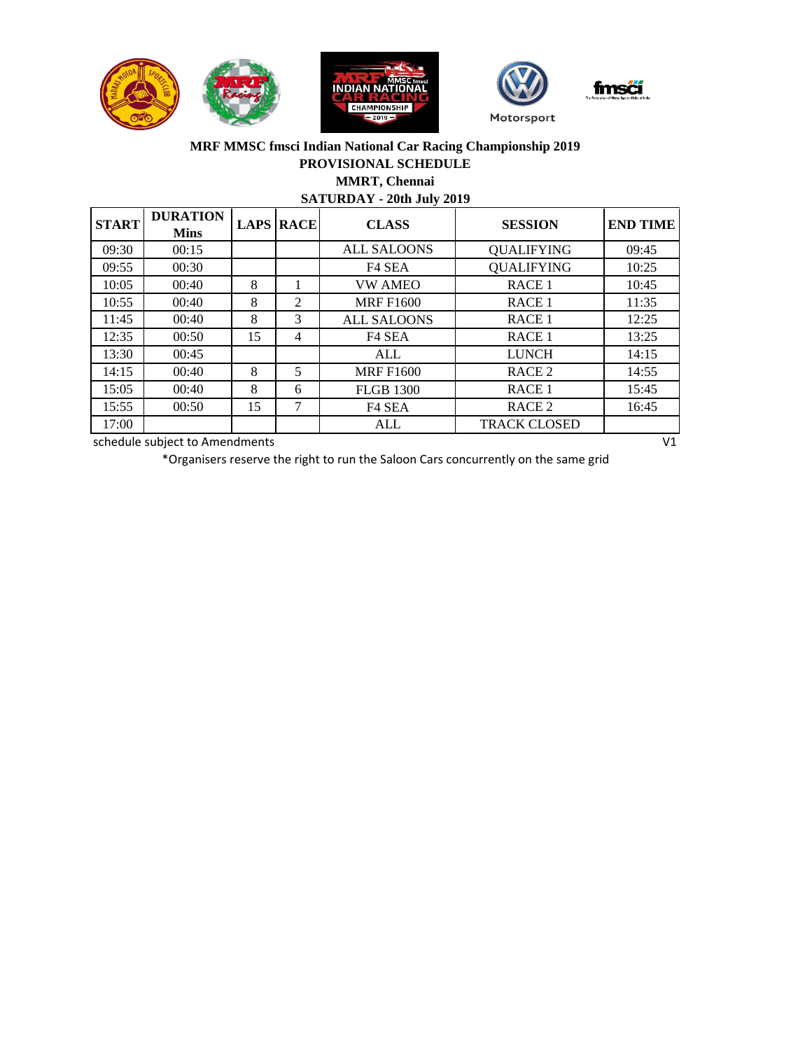**MRF MMSC fmsci Indian National Car Racing Championship 2019**

**PROVISIONAL SCHEDULE**

**MMRT, Chennai**

**SATURDAY - 20th July 2019**

| START | DURATION Mins | LAPS | RACE | CLASS | SESSION | END TIME |
|---|---|---|---|---|---|---|
| 09:30 | 00:15 | | | ALL SALOONS | QUALIFYING | 09:45 |
| 09:55 | 00:30 | | | F4 SEA | QUALIFYING | 10:25 |
| 10:05 | 00:40 | 8 | 1 | VW AMEO | RACE 1 | 10:45 |
| 10:55 | 00:40 | 8 | 2 | MRF F1600 | RACE 1 | 11:35 |
| 11:45 | 00:40 | 8 | 3 | ALL SALOONS | RACE 1 | 12:25 |
| 12:35 | 00:50 | 15 | 4 | F4 SEA | RACE 1 | 13:25 |
| 13:30 | 00:45 | | | ALL | LUNCH | 14:15 |
| 14:15 | 00:40 | 8 | 5 | MRF F1600 | RACE 2 | 14:55 |
| 15:05 | 00:40 | 8 | 6 | FLGB 1300 | RACE 1 | 15:45 |
| 15:55 | 00:50 | 15 | 7 | F4 SEA | RACE 2 | 16:45 |
| 17:00 | | | | ALL | TRACK CLOSED | |

schedule subject to Amendments V1

*Organisers reserve the right to run the Saloon Cars concurrently on the same grid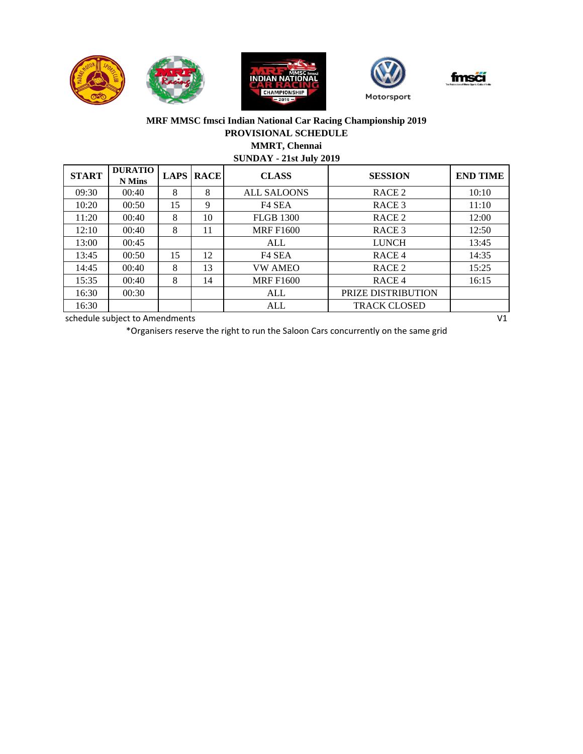**MRF MMSC fmsci Indian National Car Racing Championship 2019**

**PROVISIONAL SCHEDULE**

**MMRT, Chennai**

**SUNDAY - 21st July 2019**

| START | DURATION Mins | LAPS | RACE | CLASS | SESSION | END TIME |
|---|---|---|---|---|---|---|
| 09:30 | 00:40 | 8 | 8 | ALL SALOONS | RACE 2 | 10:10 |
| 10:20 | 00:50 | 15 | 9 | F4 SEA | RACE 3 | 11:10 |
| 11:20 | 00:40 | 8 | 10 | FLGB 1300 | RACE 2 | 12:00 |
| 12:10 | 00:40 | 8 | 11 | MRF F1600 | RACE 3 | 12:50 |
| 13:00 | 00:45 | | | ALL | LUNCH | 13:45 |
| 13:45 | 00:50 | 15 | 12 | F4 SEA | RACE 4 | 14:35 |
| 14:45 | 00:40 | 8 | 13 | VW AMEO | RACE 2 | 15:25 |
| 15:35 | 00:40 | 8 | 14 | MRF F1600 | RACE 4 | 16:15 |
| 16:30 | 00:30 | | | ALL | PRIZE DISTRIBUTION | |
| 16:30 | | | | ALL | TRACK CLOSED | |

schedule subject to Amendments

V1

*Organisers reserve the right to run the Saloon Cars concurrently on the same grid